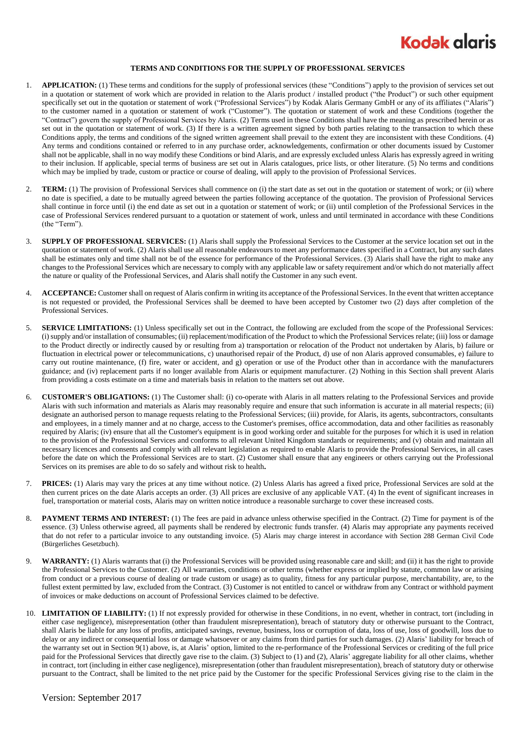**Kodak alaris**

# TERMS AND CONDITIONS FOR THE SUPPLY OF PROFESSIONAL SERVICES

1. **APPLICATION:** (1) These terms and conditions for the supply of professional services (these "Conditions") apply to the provision of services set out in a quotation or statement of work which are provided in relation to the Alaris product / installed product ("the Product") or such other equipment specifically set out in the quotation or statement of work ("Professional Services") by Kodak Alaris Germany GmbH or any of its affiliates ("Alaris") to the customer named in a quotation or statement of work ("Customer"). The quotation or statement of work and these Conditions (together the "Contract") govern the supply of Professional Services by Alaris. (2) Terms used in these Conditions shall have the meaning as prescribed herein or as set out in the quotation or statement of work. (3) If there is a written agreement signed by both parties relating to the transaction to which these Conditions apply, the terms and conditions of the signed written agreement shall prevail to the extent they are inconsistent with these Conditions. (4) Any terms and conditions contained or referred to in any purchase order, acknowledgements, confirmation or other documents issued by Customer shall not be applicable, shall in no way modify these Conditions or bind Alaris, and are expressly excluded unless Alaris has expressly agreed in writing to their inclusion. If applicable, special terms of business are set out in Alaris catalogues, price lists, or other literature. (5) No terms and conditions which may be implied by trade, custom or practice or course of dealing, will apply to the provision of Professional Services.

2. **TERM:** (1) The provision of Professional Services shall commence on (i) the start date as set out in the quotation or statement of work; or (ii) where no date is specified, a date to be mutually agreed between the parties following acceptance of the quotation. The provision of Professional Services shall continue in force until (i) the end date as set out in a quotation or statement of work; or (ii) until completion of the Professional Services in the case of Professional Services rendered pursuant to a quotation or statement of work, unless and until terminated in accordance with these Conditions (the "Term").

3. **SUPPLY OF PROFESSIONAL SERVICES:** (1) Alaris shall supply the Professional Services to the Customer at the service location set out in the quotation or statement of work. (2) Alaris shall use all reasonable endeavours to meet any performance dates specified in a Contract, but any such dates shall be estimates only and time shall not be of the essence for performance of the Professional Services. (3) Alaris shall have the right to make any changes to the Professional Services which are necessary to comply with any applicable law or safety requirement and/or which do not materially affect the nature or quality of the Professional Services, and Alaris shall notify the Customer in any such event.

4. **ACCEPTANCE:** Customer shall on request of Alaris confirm in writing its acceptance of the Professional Services. In the event that written acceptance is not requested or provided, the Professional Services shall be deemed to have been accepted by Customer two (2) days after completion of the Professional Services.

5. **SERVICE LIMITATIONS:** (1) Unless specifically set out in the Contract, the following are excluded from the scope of the Professional Services: (i) supply and/or installation of consumables; (ii) replacement/modification of the Product to which the Professional Services relate; (iii) loss or damage to the Product directly or indirectly caused by or resulting from a) transportation or relocation of the Product not undertaken by Alaris, b) failure or fluctuation in electrical power or telecommunications, c) unauthorised repair of the Product, d) use of non Alaris approved consumables, e) failure to carry out routine maintenance, (f) fire, water or accident, and g) operation or use of the Product other than in accordance with the manufacturers guidance; and (iv) replacement parts if no longer available from Alaris or equipment manufacturer. (2) Nothing in this Section shall prevent Alaris from providing a costs estimate on a time and materials basis in relation to the matters set out above.

6. **CUSTOMER'S OBLIGATIONS:** (1) The Customer shall: (i) co-operate with Alaris in all matters relating to the Professional Services and provide Alaris with such information and materials as Alaris may reasonably require and ensure that such information is accurate in all material respects; (ii) designate an authorised person to manage requests relating to the Professional Services; (iii) provide, for Alaris, its agents, subcontractors, consultants and employees, in a timely manner and at no charge, access to the Customer's premises, office accommodation, data and other facilities as reasonably required by Alaris; (iv) ensure that all the Customer's equipment is in good working order and suitable for the purposes for which it is used in relation to the provision of the Professional Services and conforms to all relevant United Kingdom standards or requirements; and (v) obtain and maintain all necessary licences and consents and comply with all relevant legislation as required to enable Alaris to provide the Professional Services, in all cases before the date on which the Professional Services are to start. (2) Customer shall ensure that any engineers or others carrying out the Professional Services on its premises are able to do so safely and without risk to health**.**

7. **PRICES:** (1) Alaris may vary the prices at any time without notice. (2) Unless Alaris has agreed a fixed price, Professional Services are sold at the then current prices on the date Alaris accepts an order. (3) All prices are exclusive of any applicable VAT. (4) In the event of significant increases in fuel, transportation or material costs, Alaris may on written notice introduce a reasonable surcharge to cover these increased costs.

8. **PAYMENT TERMS AND INTEREST:** (1) The fees are paid in advance unless otherwise specified in the Contract. (2) Time for payment is of the essence. (3) Unless otherwise agreed, all payments shall be rendered by electronic funds transfer. (4) Alaris may appropriate any payments received that do not refer to a particular invoice to any outstanding invoice. (5) Alaris may charge interest in accordance with Section 288 German Civil Code (Bürgerliches Gesetzbuch).

9. **WARRANTY:** (1) Alaris warrants that (i) the Professional Services will be provided using reasonable care and skill; and (ii) it has the right to provide the Professional Services to the Customer. (2) All warranties, conditions or other terms (whether express or implied by statute, common law or arising from conduct or a previous course of dealing or trade custom or usage) as to quality, fitness for any particular purpose, merchantability, are, to the fullest extent permitted by law, excluded from the Contract. (3) Customer is not entitled to cancel or withdraw from any Contract or withhold payment of invoices or make deductions on account of Professional Services claimed to be defective.

10. **LIMITATION OF LIABILITY:** (1) If not expressly provided for otherwise in these Conditions, in no event, whether in contract, tort (including in either case negligence), misrepresentation (other than fraudulent misrepresentation), breach of statutory duty or otherwise pursuant to the Contract, shall Alaris be liable for any loss of profits, anticipated savings, revenue, business, loss or corruption of data, loss of use, loss of goodwill, loss due to delay or any indirect or consequential loss or damage whatsoever or any claims from third parties for such damages. (2) Alaris' liability for breach of the warranty set out in Section 9(1) above, is, at Alaris' option, limited to the re-performance of the Professional Services or crediting of the full price paid for the Professional Services that directly gave rise to the claim. (3) Subject to (1) and (2), Alaris' aggregate liability for all other claims, whether in contract, tort (including in either case negligence), misrepresentation (other than fraudulent misrepresentation), breach of statutory duty or otherwise pursuant to the Contract, shall be limited to the net price paid by the Customer for the specific Professional Services giving rise to the claim in the

Version: September 2017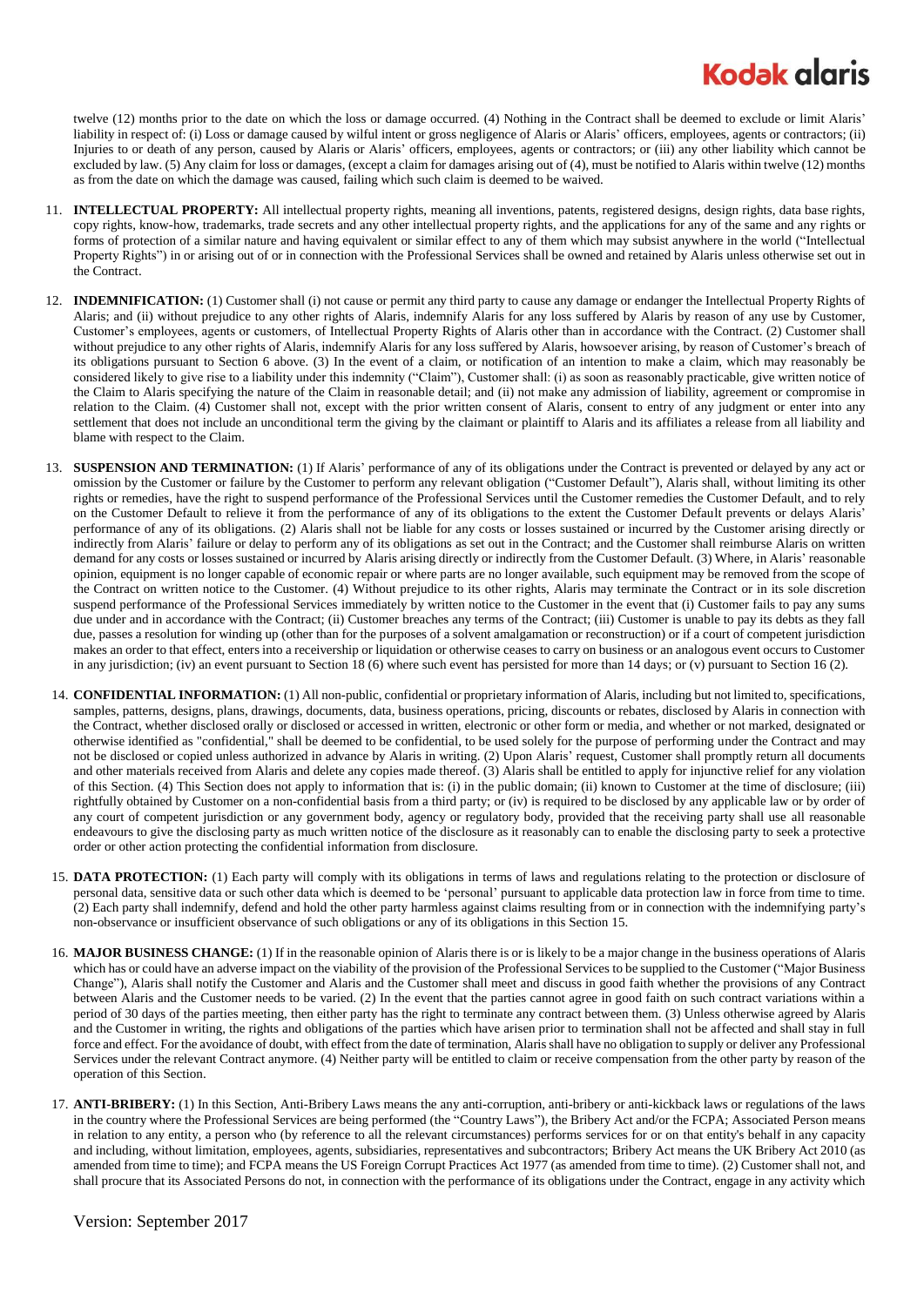twelve (12) months prior to the date on which the loss or damage occurred. (4) Nothing in the Contract shall be deemed to exclude or limit Alaris' liability in respect of: (i) Loss or damage caused by wilful intent or gross negligence of Alaris or Alaris' officers, employees, agents or contractors; (ii) Injuries to or death of any person, caused by Alaris or Alaris' officers, employees, agents or contractors; or (iii) any other liability which cannot be excluded by law. (5) Any claim for loss or damages, (except a claim for damages arising out of (4), must be notified to Alaris within twelve (12) months as from the date on which the damage was caused, failing which such claim is deemed to be waived.

11. **INTELLECTUAL PROPERTY:** All intellectual property rights, meaning all inventions, patents, registered designs, design rights, data base rights, copy rights, know-how, trademarks, trade secrets and any other intellectual property rights, and the applications for any of the same and any rights or forms of protection of a similar nature and having equivalent or similar effect to any of them which may subsist anywhere in the world ("Intellectual Property Rights") in or arising out of or in connection with the Professional Services shall be owned and retained by Alaris unless otherwise set out in the Contract.

12. **INDEMNIFICATION:** (1) Customer shall (i) not cause or permit any third party to cause any damage or endanger the Intellectual Property Rights of Alaris; and (ii) without prejudice to any other rights of Alaris, indemnify Alaris for any loss suffered by Alaris by reason of any use by Customer, Customer's employees, agents or customers, of Intellectual Property Rights of Alaris other than in accordance with the Contract. (2) Customer shall without prejudice to any other rights of Alaris, indemnify Alaris for any loss suffered by Alaris, howsoever arising, by reason of Customer's breach of its obligations pursuant to Section 6 above. (3) In the event of a claim, or notification of an intention to make a claim, which may reasonably be considered likely to give rise to a liability under this indemnity ("Claim"), Customer shall: (i) as soon as reasonably practicable, give written notice of the Claim to Alaris specifying the nature of the Claim in reasonable detail; and (ii) not make any admission of liability, agreement or compromise in relation to the Claim. (4) Customer shall not, except with the prior written consent of Alaris, consent to entry of any judgment or enter into any settlement that does not include an unconditional term the giving by the claimant or plaintiff to Alaris and its affiliates a release from all liability and blame with respect to the Claim.

13. **SUSPENSION AND TERMINATION:** (1) If Alaris' performance of any of its obligations under the Contract is prevented or delayed by any act or omission by the Customer or failure by the Customer to perform any relevant obligation ("Customer Default"), Alaris shall, without limiting its other rights or remedies, have the right to suspend performance of the Professional Services until the Customer remedies the Customer Default, and to rely on the Customer Default to relieve it from the performance of any of its obligations to the extent the Customer Default prevents or delays Alaris' performance of any of its obligations. (2) Alaris shall not be liable for any costs or losses sustained or incurred by the Customer arising directly or indirectly from Alaris' failure or delay to perform any of its obligations as set out in the Contract; and the Customer shall reimburse Alaris on written demand for any costs or losses sustained or incurred by Alaris arising directly or indirectly from the Customer Default. (3) Where, in Alaris' reasonable opinion, equipment is no longer capable of economic repair or where parts are no longer available, such equipment may be removed from the scope of the Contract on written notice to the Customer. (4) Without prejudice to its other rights, Alaris may terminate the Contract or in its sole discretion suspend performance of the Professional Services immediately by written notice to the Customer in the event that (i) Customer fails to pay any sums due under and in accordance with the Contract; (ii) Customer breaches any terms of the Contract; (iii) Customer is unable to pay its debts as they fall due, passes a resolution for winding up (other than for the purposes of a solvent amalgamation or reconstruction) or if a court of competent jurisdiction makes an order to that effect, enters into a receivership or liquidation or otherwise ceases to carry on business or an analogous event occurs to Customer in any jurisdiction; (iv) an event pursuant to Section 18 (6) where such event has persisted for more than 14 days; or (v) pursuant to Section 16 (2).

14. **CONFIDENTIAL INFORMATION:** (1) All non-public, confidential or proprietary information of Alaris, including but not limited to, specifications, samples, patterns, designs, plans, drawings, documents, data, business operations, pricing, discounts or rebates, disclosed by Alaris in connection with the Contract, whether disclosed orally or disclosed or accessed in written, electronic or other form or media, and whether or not marked, designated or otherwise identified as "confidential," shall be deemed to be confidential, to be used solely for the purpose of performing under the Contract and may not be disclosed or copied unless authorized in advance by Alaris in writing. (2) Upon Alaris' request, Customer shall promptly return all documents and other materials received from Alaris and delete any copies made thereof. (3) Alaris shall be entitled to apply for injunctive relief for any violation of this Section. (4) This Section does not apply to information that is: (i) in the public domain; (ii) known to Customer at the time of disclosure; (iii) rightfully obtained by Customer on a non-confidential basis from a third party; or (iv) is required to be disclosed by any applicable law or by order of any court of competent jurisdiction or any government body, agency or regulatory body, provided that the receiving party shall use all reasonable endeavours to give the disclosing party as much written notice of the disclosure as it reasonably can to enable the disclosing party to seek a protective order or other action protecting the confidential information from disclosure.

15. **DATA PROTECTION:** (1) Each party will comply with its obligations in terms of laws and regulations relating to the protection or disclosure of personal data, sensitive data or such other data which is deemed to be 'personal' pursuant to applicable data protection law in force from time to time. (2) Each party shall indemnify, defend and hold the other party harmless against claims resulting from or in connection with the indemnifying party's non-observance or insufficient observance of such obligations or any of its obligations in this Section 15.

16. **MAJOR BUSINESS CHANGE:** (1) If in the reasonable opinion of Alaris there is or is likely to be a major change in the business operations of Alaris which has or could have an adverse impact on the viability of the provision of the Professional Services to be supplied to the Customer ("Major Business Change"), Alaris shall notify the Customer and Alaris and the Customer shall meet and discuss in good faith whether the provisions of any Contract between Alaris and the Customer needs to be varied. (2) In the event that the parties cannot agree in good faith on such contract variations within a period of 30 days of the parties meeting, then either party has the right to terminate any contract between them. (3) Unless otherwise agreed by Alaris and the Customer in writing, the rights and obligations of the parties which have arisen prior to termination shall not be affected and shall stay in full force and effect. For the avoidance of doubt, with effect from the date of termination, Alaris shall have no obligation to supply or deliver any Professional Services under the relevant Contract anymore. (4) Neither party will be entitled to claim or receive compensation from the other party by reason of the operation of this Section.

17. **ANTI-BRIBERY:** (1) In this Section, Anti-Bribery Laws means the any anti-corruption, anti-bribery or anti-kickback laws or regulations of the laws in the country where the Professional Services are being performed (the "Country Laws"), the Bribery Act and/or the FCPA; Associated Person means in relation to any entity, a person who (by reference to all the relevant circumstances) performs services for or on that entity's behalf in any capacity and including, without limitation, employees, agents, subsidiaries, representatives and subcontractors; Bribery Act means the UK Bribery Act 2010 (as amended from time to time); and FCPA means the US Foreign Corrupt Practices Act 1977 (as amended from time to time). (2) Customer shall not, and shall procure that its Associated Persons do not, in connection with the performance of its obligations under the Contract, engage in any activity which

Version: September 2017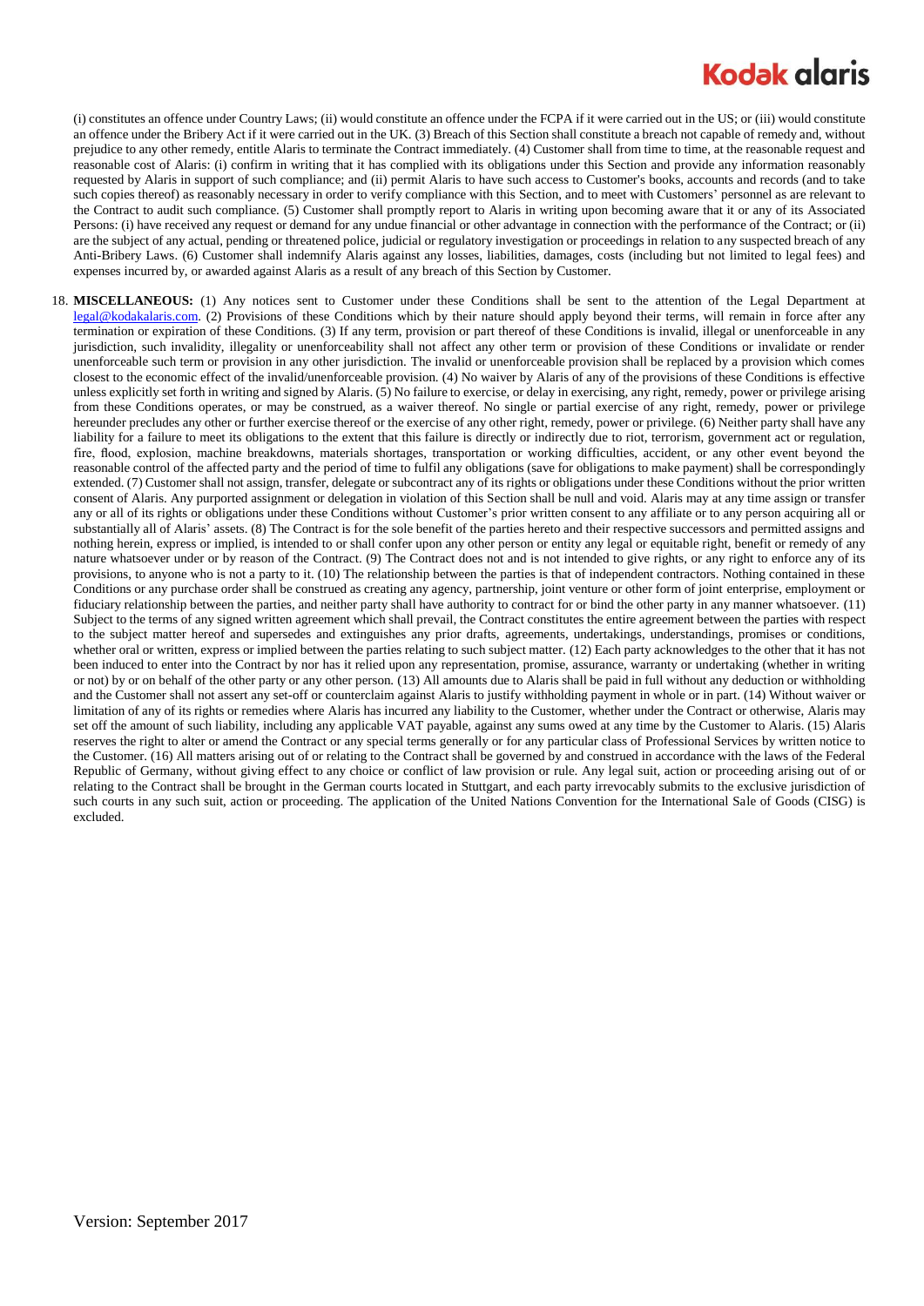(i) constitutes an offence under Country Laws; (ii) would constitute an offence under the FCPA if it were carried out in the US; or (iii) would constitute an offence under the Bribery Act if it were carried out in the UK. (3) Breach of this Section shall constitute a breach not capable of remedy and, without prejudice to any other remedy, entitle Alaris to terminate the Contract immediately. (4) Customer shall from time to time, at the reasonable request and reasonable cost of Alaris: (i) confirm in writing that it has complied with its obligations under this Section and provide any information reasonably requested by Alaris in support of such compliance; and (ii) permit Alaris to have such access to Customer's books, accounts and records (and to take such copies thereof) as reasonably necessary in order to verify compliance with this Section, and to meet with Customers' personnel as are relevant to the Contract to audit such compliance. (5) Customer shall promptly report to Alaris in writing upon becoming aware that it or any of its Associated Persons: (i) have received any request or demand for any undue financial or other advantage in connection with the performance of the Contract; or (ii) are the subject of any actual, pending or threatened police, judicial or regulatory investigation or proceedings in relation to any suspected breach of any Anti-Bribery Laws. (6) Customer shall indemnify Alaris against any losses, liabilities, damages, costs (including but not limited to legal fees) and expenses incurred by, or awarded against Alaris as a result of any breach of this Section by Customer.

18. **MISCELLANEOUS:** (1) Any notices sent to Customer under these Conditions shall be sent to the attention of the Legal Department at legal@kodakalaris.com. (2) Provisions of these Conditions which by their nature should apply beyond their terms, will remain in force after any termination or expiration of these Conditions. (3) If any term, provision or part thereof of these Conditions is invalid, illegal or unenforceable in any jurisdiction, such invalidity, illegality or unenforceability shall not affect any other term or provision of these Conditions or invalidate or render unenforceable such term or provision in any other jurisdiction. The invalid or unenforceable provision shall be replaced by a provision which comes closest to the economic effect of the invalid/unenforceable provision. (4) No waiver by Alaris of any of the provisions of these Conditions is effective unless explicitly set forth in writing and signed by Alaris. (5) No failure to exercise, or delay in exercising, any right, remedy, power or privilege arising from these Conditions operates, or may be construed, as a waiver thereof. No single or partial exercise of any right, remedy, power or privilege hereunder precludes any other or further exercise thereof or the exercise of any other right, remedy, power or privilege. (6) Neither party shall have any liability for a failure to meet its obligations to the extent that this failure is directly or indirectly due to riot, terrorism, government act or regulation, fire, flood, explosion, machine breakdowns, materials shortages, transportation or working difficulties, accident, or any other event beyond the reasonable control of the affected party and the period of time to fulfil any obligations (save for obligations to make payment) shall be correspondingly extended. (7) Customer shall not assign, transfer, delegate or subcontract any of its rights or obligations under these Conditions without the prior written consent of Alaris. Any purported assignment or delegation in violation of this Section shall be null and void. Alaris may at any time assign or transfer any or all of its rights or obligations under these Conditions without Customer's prior written consent to any affiliate or to any person acquiring all or substantially all of Alaris' assets. (8) The Contract is for the sole benefit of the parties hereto and their respective successors and permitted assigns and nothing herein, express or implied, is intended to or shall confer upon any other person or entity any legal or equitable right, benefit or remedy of any nature whatsoever under or by reason of the Contract. (9) The Contract does not and is not intended to give rights, or any right to enforce any of its provisions, to anyone who is not a party to it. (10) The relationship between the parties is that of independent contractors. Nothing contained in these Conditions or any purchase order shall be construed as creating any agency, partnership, joint venture or other form of joint enterprise, employment or fiduciary relationship between the parties, and neither party shall have authority to contract for or bind the other party in any manner whatsoever. (11) Subject to the terms of any signed written agreement which shall prevail, the Contract constitutes the entire agreement between the parties with respect to the subject matter hereof and supersedes and extinguishes any prior drafts, agreements, undertakings, understandings, promises or conditions, whether oral or written, express or implied between the parties relating to such subject matter. (12) Each party acknowledges to the other that it has not been induced to enter into the Contract by nor has it relied upon any representation, promise, assurance, warranty or undertaking (whether in writing or not) by or on behalf of the other party or any other person. (13) All amounts due to Alaris shall be paid in full without any deduction or withholding and the Customer shall not assert any set-off or counterclaim against Alaris to justify withholding payment in whole or in part. (14) Without waiver or limitation of any of its rights or remedies where Alaris has incurred any liability to the Customer, whether under the Contract or otherwise, Alaris may set off the amount of such liability, including any applicable VAT payable, against any sums owed at any time by the Customer to Alaris. (15) Alaris reserves the right to alter or amend the Contract or any special terms generally or for any particular class of Professional Services by written notice to the Customer. (16) All matters arising out of or relating to the Contract shall be governed by and construed in accordance with the laws of the Federal Republic of Germany, without giving effect to any choice or conflict of law provision or rule. Any legal suit, action or proceeding arising out of or relating to the Contract shall be brought in the German courts located in Stuttgart, and each party irrevocably submits to the exclusive jurisdiction of such courts in any such suit, action or proceeding. The application of the United Nations Convention for the International Sale of Goods (CISG) is excluded.

Version: September 2017